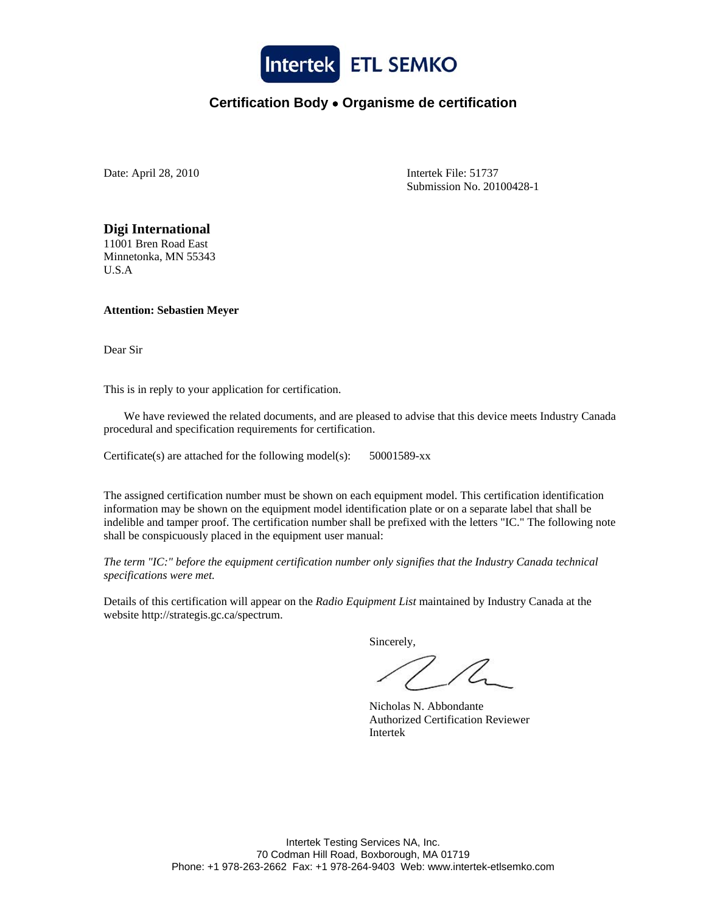Intertek ETL SEMKO

**Certification Body • Organisme de certification**

Date: April 28, 2010

Intertek File: 51737
Submission No. 20100428-1

**Digi International**
11001 Bren Road East
Minnetonka, MN 55343
U.S.A

**Attention: Sebastien Meyer**

Dear Sir

This is in reply to your application for certification.

We have reviewed the related documents, and are pleased to advise that this device meets Industry Canada procedural and specification requirements for certification.

Certificate(s) are attached for the following model(s): 50001589-xx

The assigned certification number must be shown on each equipment model. This certification identification information may be shown on the equipment model identification plate or on a separate label that shall be indelible and tamper proof. The certification number shall be prefixed with the letters "IC." The following note shall be conspicuously placed in the equipment user manual:

*The term "IC:" before the equipment certification number only signifies that the Industry Canada technical specifications were met.*

Details of this certification will appear on the *Radio Equipment List* maintained by Industry Canada at the website http://strategis.gc.ca/spectrum.

Sincerely,

Nicholas N. Abbondante
Authorized Certification Reviewer
Intertek

Intertek Testing Services NA, Inc.
70 Codman Hill Road, Boxborough, MA 01719
Phone: +1 978-263-2662 Fax: +1 978-264-9403 Web: www.intertek-etlsemko.com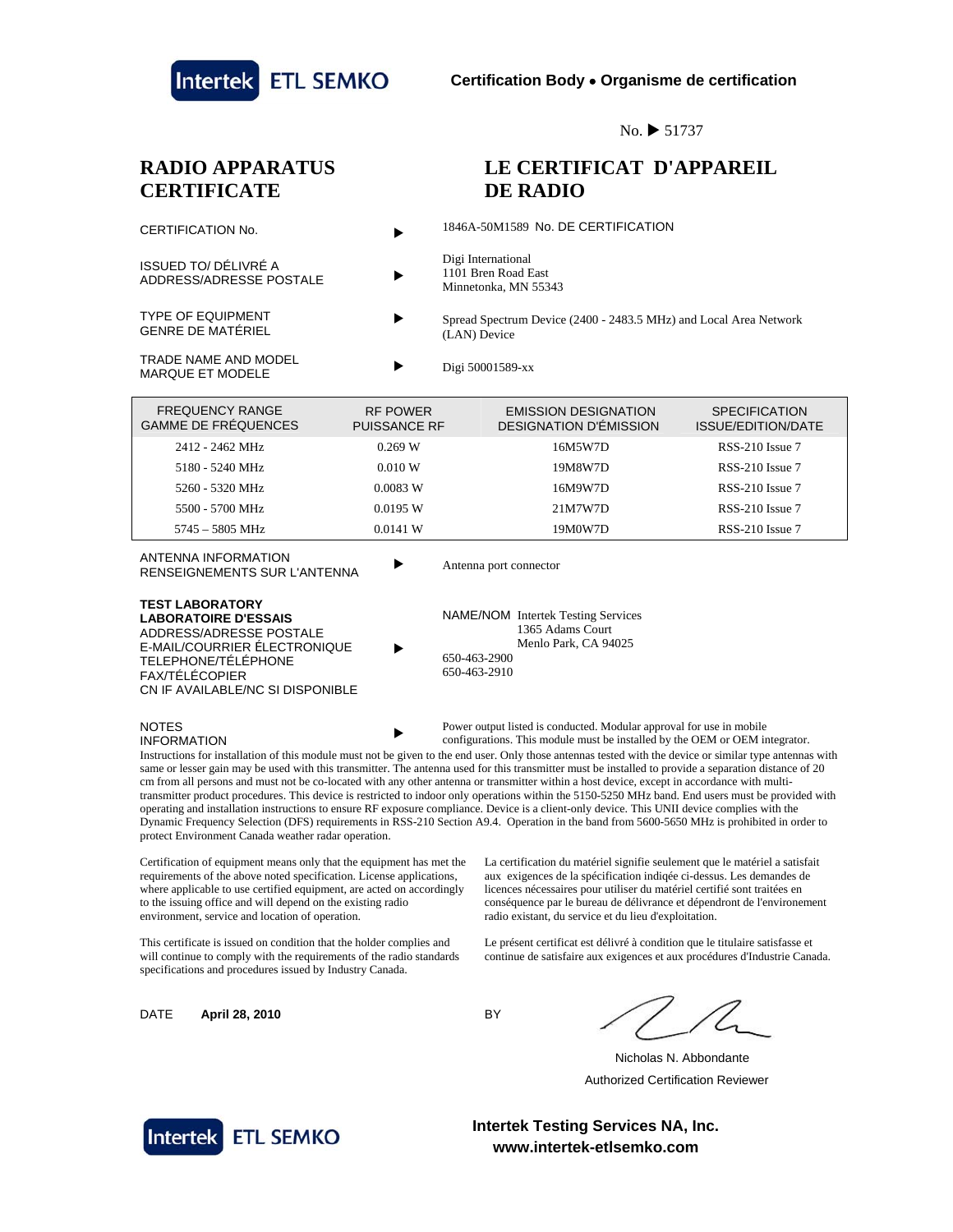Intertek ETL SEMKO

**Certification Body • Organisme de certification**

No. ▶ 51737

# RADIO APPARATUS CERTIFICATE

# LE CERTIFICAT D'APPAREIL DE RADIO

CERTIFICATION No. ▶ 1846A-50M1589 No. DE CERTIFICATION

ISSUED TO/ DÉLIVRÉ A
ADDRESS/ADRESSE POSTALE ▶ Digi International
1101 Bren Road East
Minnetonka, MN 55343

TYPE OF EQUIPMENT
GENRE DE MATÉRIEL ▶ Spread Spectrum Device (2400 - 2483.5 MHz) and Local Area Network (LAN) Device

TRADE NAME AND MODEL
MARQUE ET MODELE ▶ Digi 50001589-xx

| FREQUENCY RANGE GAMME DE FRÉQUENCES | RF POWER PUISSANCE RF | EMISSION DESIGNATION DESIGNATION D'ÉMISSION | SPECIFICATION ISSUE/EDITION/DATE |
|---|---|---|---|
| 2412 - 2462 MHz | 0.269 W | 16M5W7D | RSS-210 Issue 7 |
| 5180 - 5240 MHz | 0.010 W | 19M8W7D | RSS-210 Issue 7 |
| 5260 - 5320 MHz | 0.0083 W | 16M9W7D | RSS-210 Issue 7 |
| 5500 - 5700 MHz | 0.0195 W | 21M7W7D | RSS-210 Issue 7 |
| 5745 – 5805 MHz | 0.0141 W | 19M0W7D | RSS-210 Issue 7 |

ANTENNA INFORMATION
RENSEIGNEMENTS SUR L'ANTENNA ▶ Antenna port connector

**TEST LABORATORY**
**LABORATOIRE D'ESSAIS**
ADDRESS/ADRESSE POSTALE
E-MAIL/COURRIER ÉLECTRONIQUE
TELEPHONE/TÉLÉPHONE
FAX/TÉLÉCOPIER
CN IF AVAILABLE/NC SI DISPONIBLE ▶

NAME/NOM Intertek Testing Services
1365 Adams Court
Menlo Park, CA 94025
650-463-2900
650-463-2910

NOTES
INFORMATION ▶ Power output listed is conducted. Modular approval for use in mobile configurations. This module must be installed by the OEM or OEM integrator. Instructions for installation of this module must not be given to the end user. Only those antennas tested with the device or similar type antennas with same or lesser gain may be used with this transmitter. The antenna used for this transmitter must be installed to provide a separation distance of 20 cm from all persons and must not be co-located with any other antenna or transmitter within a host device, except in accordance with multi-transmitter product procedures. This device is restricted to indoor only operations within the 5150-5250 MHz band. End users must be provided with operating and installation instructions to ensure RF exposure compliance. Device is a client-only device. This UNII device complies with the Dynamic Frequency Selection (DFS) requirements in RSS-210 Section A9.4. Operation in the band from 5600-5650 MHz is prohibited in order to protect Environment Canada weather radar operation.

Certification of equipment means only that the equipment has met the requirements of the above noted specification. License applications, where applicable to use certified equipment, are acted on accordingly to the issuing office and will depend on the existing radio environment, service and location of operation.

This certificate is issued on condition that the holder complies and will continue to comply with the requirements of the radio standards specifications and procedures issued by Industry Canada.

La certification du matériel signifie seulement que le matériel a satisfait aux exigences de la spécification indiqée ci-dessus. Les demandes de licences nécessaires pour utiliser du matériel certifié sont traitées en conséquence par le bureau de délivrance et dépendront de l'environement radio existant, du service et du lieu d'exploitation.

Le présent certificat est délivré à condition que le titulaire satisfasse et continue de satisfaire aux exigences et aux procédures d'Industrie Canada.

DATE **April 28, 2010**

BY

Nicholas N. Abbondante
Authorized Certification Reviewer

Intertek ETL SEMKO

**Intertek Testing Services NA, Inc.**
**www.intertek-etlsemko.com**